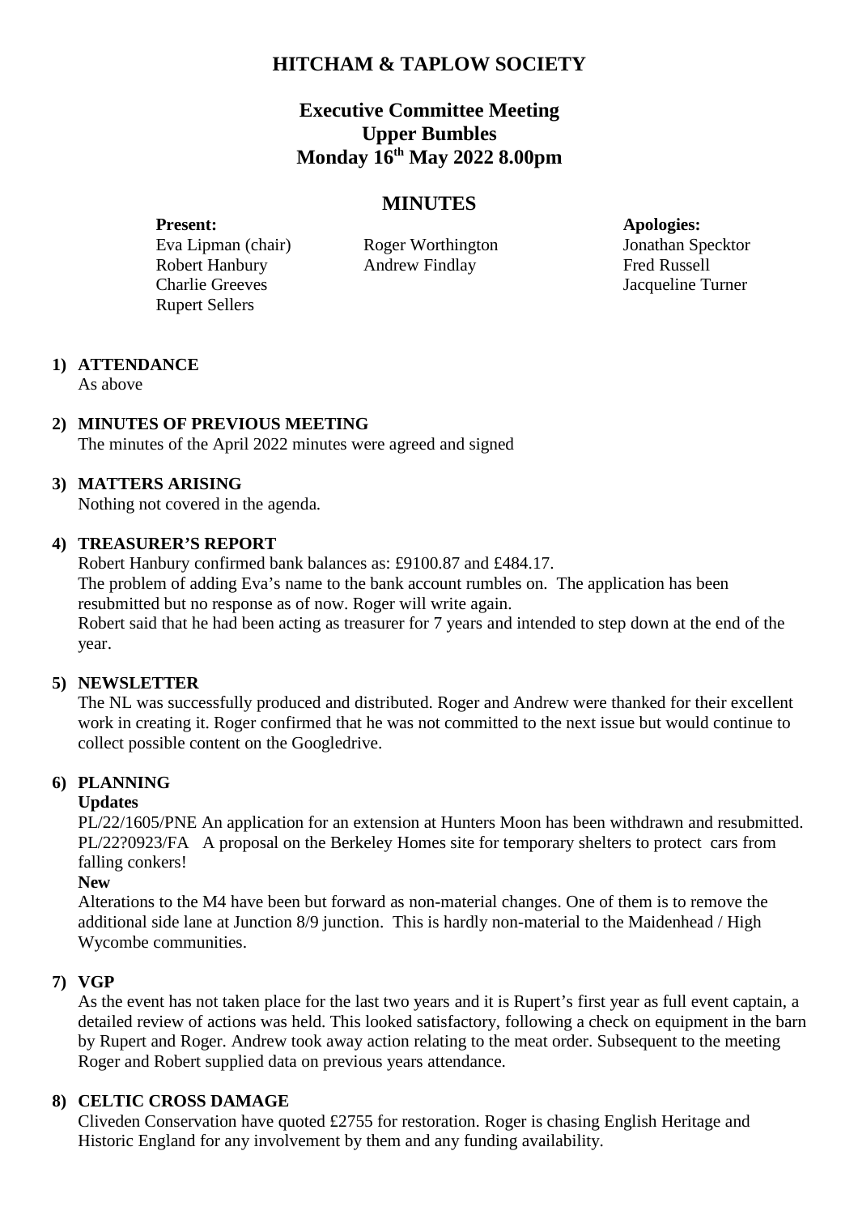# HITCHAM & TAPLOW SOCIETY

## Executive Committee Meeting
## Upper Bumbles
## Monday 16th May 2022 8.00pm

## MINUTES

**Present:**
Eva Lipman (chair)
Robert Hanbury
Charlie Greeves
Rupert Sellers
Roger Worthington
Andrew Findlay

**Apologies:**
Jonathan Specktor
Fred Russell
Jacqueline Turner

**1) ATTENDANCE**
As above

**2) MINUTES OF PREVIOUS MEETING**
The minutes of the April 2022 minutes were agreed and signed

**3) MATTERS ARISING**
Nothing not covered in the agenda.

**4) TREASURER'S REPORT**
Robert Hanbury confirmed bank balances as: £9100.87 and £484.17.
The problem of adding Eva's name to the bank account rumbles on. The application has been resubmitted but no response as of now. Roger will write again.
Robert said that he had been acting as treasurer for 7 years and intended to step down at the end of the year.

**5) NEWSLETTER**
The NL was successfully produced and distributed. Roger and Andrew were thanked for their excellent work in creating it. Roger confirmed that he was not committed to the next issue but would continue to collect possible content on the Googledrive.

**6) PLANNING**
**Updates**
PL/22/1605/PNE An application for an extension at Hunters Moon has been withdrawn and resubmitted.
PL/22?0923/FA A proposal on the Berkeley Homes site for temporary shelters to protect cars from falling conkers!
**New**
Alterations to the M4 have been but forward as non-material changes. One of them is to remove the additional side lane at Junction 8/9 junction. This is hardly non-material to the Maidenhead / High Wycombe communities.

**7) VGP**
As the event has not taken place for the last two years and it is Rupert's first year as full event captain, a detailed review of actions was held. This looked satisfactory, following a check on equipment in the barn by Rupert and Roger. Andrew took away action relating to the meat order. Subsequent to the meeting Roger and Robert supplied data on previous years attendance.

**8) CELTIC CROSS DAMAGE**
Cliveden Conservation have quoted £2755 for restoration. Roger is chasing English Heritage and Historic England for any involvement by them and any funding availability.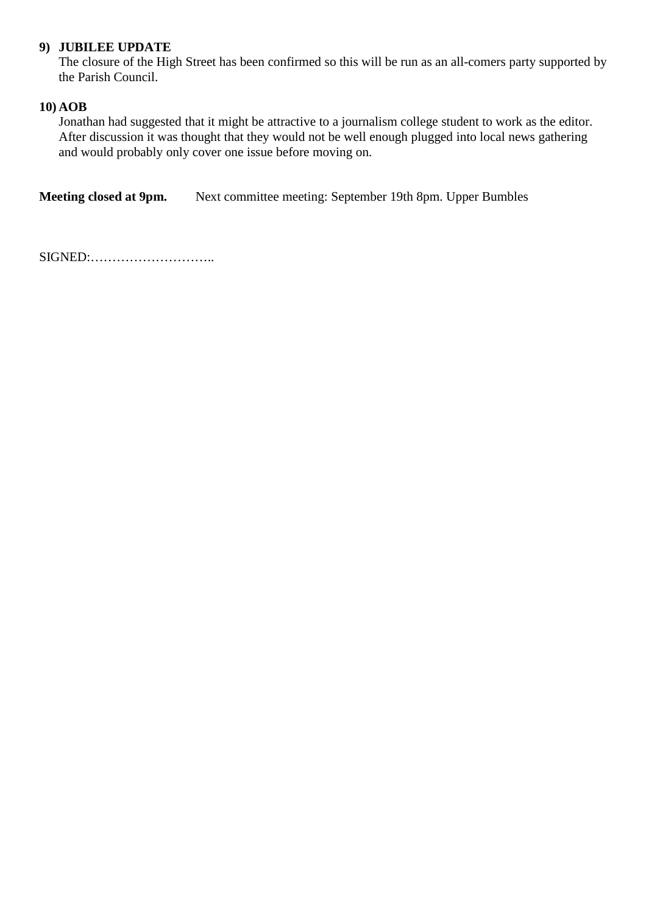**9) JUBILEE UPDATE**

The closure of the High Street has been confirmed so this will be run as an all-comers party supported by the Parish Council.

**10) AOB**

Jonathan had suggested that it might be attractive to a journalism college student to work as the editor. After discussion it was thought that they would not be well enough plugged into local news gathering and would probably only cover one issue before moving on.

**Meeting closed at 9pm.** Next committee meeting: September 19th 8pm. Upper Bumbles

SIGNED:………………………..